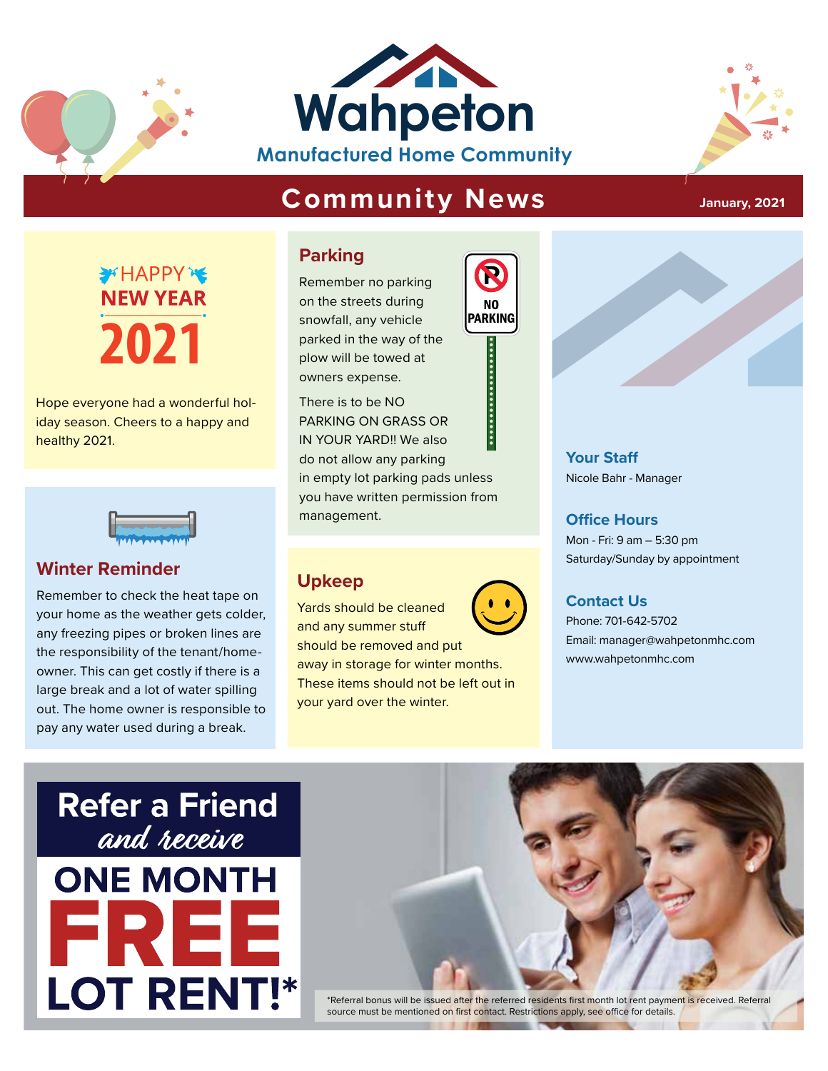# Wahpeton

Manufactured Home Community

## Community News

January, 2021

HAPPY NEW YEAR 2021

Hope everyone had a wonderful holiday season. Cheers to a happy and healthy 2021.

### Winter Reminder

Remember to check the heat tape on your home as the weather gets colder, any freezing pipes or broken lines are the responsibility of the tenant/homeowner. This can get costly if there is a large break and a lot of water spilling out. The home owner is responsible to pay any water used during a break.

### Parking

Remember no parking on the streets during snowfall, any vehicle parked in the way of the plow will be towed at owners expense.

There is to be NO PARKING ON GRASS OR IN YOUR YARD!! We also do not allow any parking in empty lot parking pads unless you have written permission from management.

### Upkeep

Yards should be cleaned and any summer stuff should be removed and put away in storage for winter months. These items should not be left out in your yard over the winter.

### Your Staff

Nicole Bahr - Manager

### Office Hours

Mon - Fri: 9 am – 5:30 pm
Saturday/Sunday by appointment

### Contact Us

Phone: 701-642-5702
Email: manager@wahpetonmhc.com
www.wahpetonmhc.com

## Refer a Friend *and receive* ONE MONTH FREE LOT RENT!*

*Referral bonus will be issued after the referred residents first month lot rent payment is received. Referral source must be mentioned on first contact. Restrictions apply, see office for details.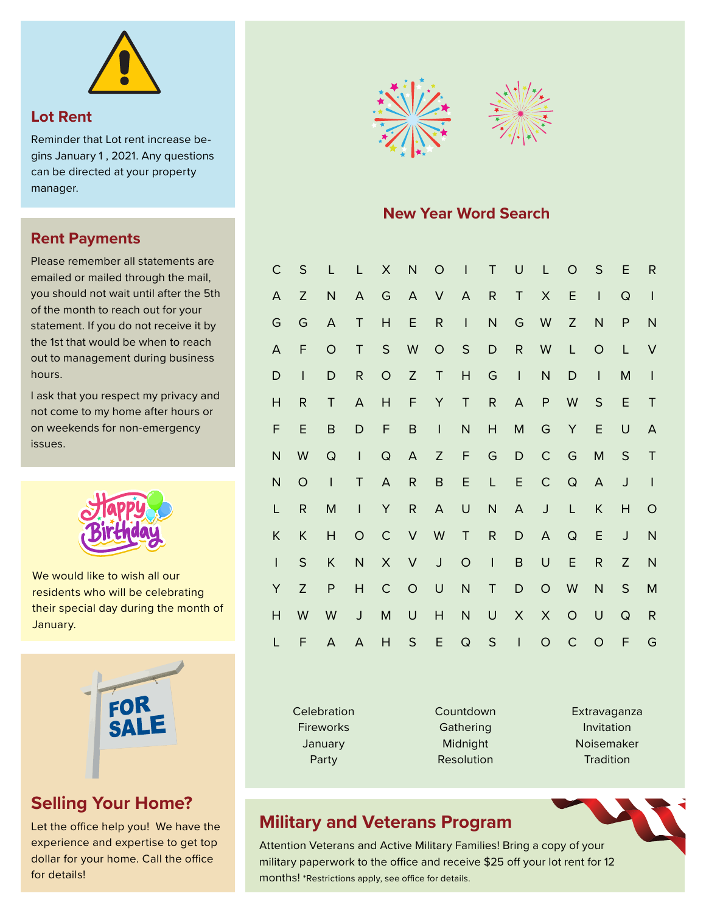## Lot Rent

Reminder that Lot rent increase begins January 1 , 2021. Any questions can be directed at your property manager.

## Rent Payments

Please remember all statements are emailed or mailed through the mail, you should not wait until after the 5th of the month to reach out for your statement. If you do not receive it by the 1st that would be when to reach out to management during business hours.

I ask that you respect my privacy and not come to my home after hours or on weekends for non-emergency issues.

We would like to wish all our residents who will be celebrating their special day during the month of January.

## Selling Your Home?

Let the office help you!  We have the experience and expertise to get top dollar for your home. Call the office for details!

## New Year Word Search

| | | | | | | | | | | | | | | |
|---|---|---|---|---|---|---|---|---|---|---|---|---|---|---|
| C | S | L | L | X | N | O | I | T | U | L | O | S | E | R |
| A | Z | N | A | G | A | V | A | R | T | X | E | I | Q | I |
| G | G | A | T | H | E | R | I | N | G | W | Z | N | P | N |
| A | F | O | T | S | W | O | S | D | R | W | L | O | L | V |
| D | I | D | R | O | Z | T | H | G | I | N | D | I | M | I |
| H | R | T | A | H | F | Y | T | R | A | P | W | S | E | T |
| F | E | B | D | F | B | I | N | H | M | G | Y | E | U | A |
| N | W | Q | I | Q | A | Z | F | G | D | C | G | M | S | T |
| N | O | I | T | A | R | B | E | L | E | C | Q | A | J | I |
| L | R | M | I | Y | R | A | U | N | A | J | L | K | H | O |
| K | K | H | O | C | V | W | T | R | D | A | Q | E | J | N |
| I | S | K | N | X | V | J | O | I | B | U | E | R | Z | N |
| Y | Z | P | H | C | O | U | N | T | D | O | W | N | S | M |
| H | W | W | J | M | U | H | N | U | X | X | O | U | Q | R |
| L | F | A | A | H | S | E | Q | S | I | O | C | O | F | G |

| | | |
|---|---|---|
| Celebration | Countdown | Extravaganza |
| Fireworks | Gathering | Invitation |
| January | Midnight | Noisemaker |
| Party | Resolution | Tradition |

## Military and Veterans Program

Attention Veterans and Active Military Families! Bring a copy of your military paperwork to the office and receive $25 off your lot rent for 12 months! *Restrictions apply, see office for details.